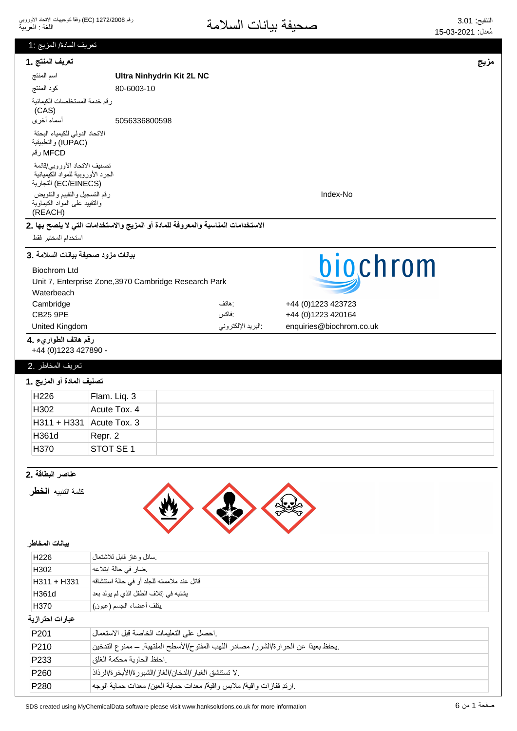# صحيفة بيانات السلامة

رقم 1272/2008 (EC) وفقاً لتوجيهات الاتحاد الأوروبي
اللغة : العربية

التنقيح: 3.01
مُعدل: 15-03-2021

## تعريف المادة/ المزيج :1

### تعريف المنتج .1

**مزيج**

| | |
|---|---|
| اسم المنتج | **Ultra Ninhydrin Kit 2L NC** |
| كود المنتج | 80-6003-10 |
| رقم خدمة المستخلصات الكيميائية (CAS) | |
| أسماء أخرى | 5056336800598 |
| الاتحاد الدولي للكيمياء البحتة والتطبيقية (IUPAC) | |
| رقم MFCD | |
| تصنيف الاتحاد الأوروبي/قائمة الجرد الأوروبية للمواد الكيميائية التجارية (EC/EINECS) | |
| رقم التسجيل والتقييم والتفويض والتقييد على المواد الكيماوية (REACH) | Index-No |

### الاستخدامات المناسبة والمعروفة للمادة أو المزيج والاستخدامات التي لا ينصح بها .2

استخدام المختبر فقط

### بيانات مزود صحيفة بيانات السلامة .3

Biochrom Ltd
Unit 7, Enterprise Zone,3970 Cambridge Research Park
Waterbeach
Cambridge
CB25 9PE
United Kingdom

هاتف: +44 (0)1223 423723
فاكس: +44 (0)1223 420164
البريد الإلكتروني: enquiries@biochrom.co.uk

### رقم هاتف الطوارىء .4

+44 (0)1223 427890 -

## تعريف المخاطر .2

### تصنيف المادة أو المزيج .1

| | |
|---|---|
| H226 | Flam. Liq. 3 |
| H302 | Acute Tox. 4 |
| H311 + H331 | Acute Tox. 3 |
| H361d | Repr. 2 |
| H370 | STOT SE 1 |

### عناصر البطاقة .2

كلمة التنبيه **الخطر**

#### بيانات المخاطر

| | |
|---|---|
| H226 | .سائل وغاز قابل للاشتعال |
| H302 | .ضار في حالة ابتلاعه |
| H311 + H331 | قاتل عند ملامسته للجلد أو في حالة استنشاقه |
| H361d | يشتبه في إتلاف الطفل الذي لم يولد بعد |
| H370 | .يتلف أعضاء الجسم (عيون) |

#### عبارات احترازية

| | |
|---|---|
| P201 | .احصل على التعليمات الخاصة قبل الاستعمال |
| P210 | .يحفظ بعيدًا عن الحرارة/الشرر/ مصادر اللهب المفتوح/الأسطح الملتهبة. – ممنوع التدخين |
| P233 | .احفظ الحاوية محكمة الغلق |
| P260 | .لا تستنشق الغبار/الدخان/الغاز/الشبورة/الأبخرة/الرذاذ |
| P280 | .ارتدِ قفازات واقية/ ملابس واقية/ معدات حماية العين/ معدات حماية الوجه |

SDS created using MyChemicalData software please visit www.hanksolutions.co.uk for more information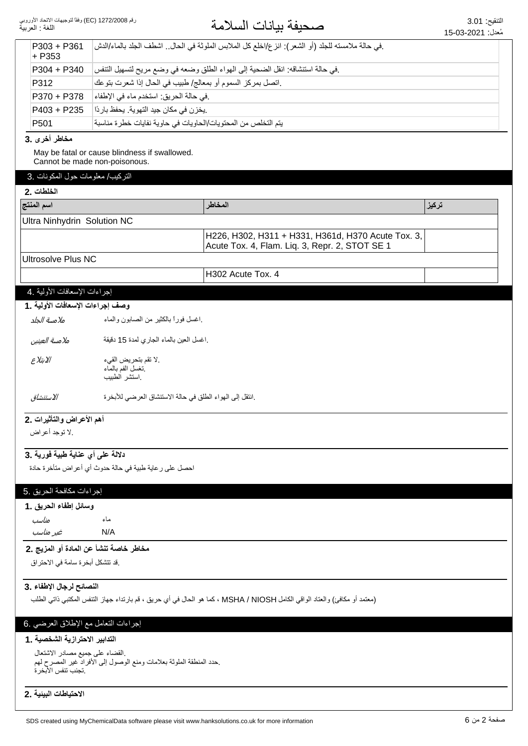| | |
|---|---|
| P303 + P361 + P353 | .في حالة ملامسته للجلد (أو الشعر): انزع/اخلع كل الملابس الملوثة في الحال.. اشطف الجلد بالماء/الدش |
| P304 + P340 | .في حالة استنشاقه: انقل الضحية إلى الهواء الطلق وضعه في وضع مريح لتسهيل التنفس |
| P312 | .اتصل بمركز السموم أو بمعالج/ طبيب في الحال إذا شعرت بتوعك |
| P370 + P378 | .في حالة الحريق: استخدم ماء في الإطفاء |
| P403 + P235 | .يخزن في مكان جيد التهوية. يحفظ باردًا |
| P501 | يتم التخلص من المحتويات/الحاويات في حاوية نفايات خطرة مناسبة |

**مخاطر أخرى .3**

May be fatal or cause blindness if swallowed.
Cannot be made non-poisonous.

## التركيب/ معلومات حول المكونات .3

**الخلطات .2**

| اسم المنتج | المخاطر | تركيز |
|---|---|---|
| Ultra Ninhydrin Solution NC | | |
| | H226, H302, H311 + H331, H361d, H370 Acute Tox. 3, Acute Tox. 4, Flam. Liq. 3, Repr. 2, STOT SE 1 | |
| Ultrosolve Plus NC | | |
| | H302 Acute Tox. 4 | |

## إجراءات الإسعافات الأولية .4

**وصف إجراءات الإسعافات الأولية .1**

*ملامسة الجلد* .اغسل فوراً بالكثير من الصابون والماء

*ملامسة العينين* .اغسل العين بالماء الجاري لمدة 15 دقيقة

*الابتلاع* .لا تقم بتحريض القيء
.تغسل الفم بالماء
.استشر الطبيب

*الاستنشاق* .انتقل إلى الهواء الطلق في حالة الاستنشاق العرضي للأبخرة

**أهم الأعراض والتأثيرات .2**

.لا توجد أعراض

**دلالة على أي عناية طبية فورية .3**

احصل على رعاية طبية في حالة حدوث أي أعراض متأخرة حادة

## إجراءات مكافحة الحريق .5

**وسائل إطفاء الحريق .1**

*مناسب* ماء

*غير مناسب* N/A

**مخاطر خاصة تنشأ عن المادة أو المزيج .2**

.قد تتشكل أبخرة سامة في الاحتراق

**النصائح لرجال الإطفاء .3**

(معتمد أو مكافئ) والعتاد الواقي الكامل MSHA / NIOSH ، كما هو الحال في أي حريق ، قم بارتداء جهاز التنفس المكتبي ذاتي الطلب

## إجراءات التعامل مع الإطلاق العرضي .6

**التدابير الاحترازية الشخصية .1**

.القضاء على جميع مصادر الاشتعال
.حدد المنطقة الملوثة بعلامات ومنع الوصول إلى الأفراد غير المصرح لهم
.تجنب تنفس الأبخرة

**الاحتياطات البيئية .2**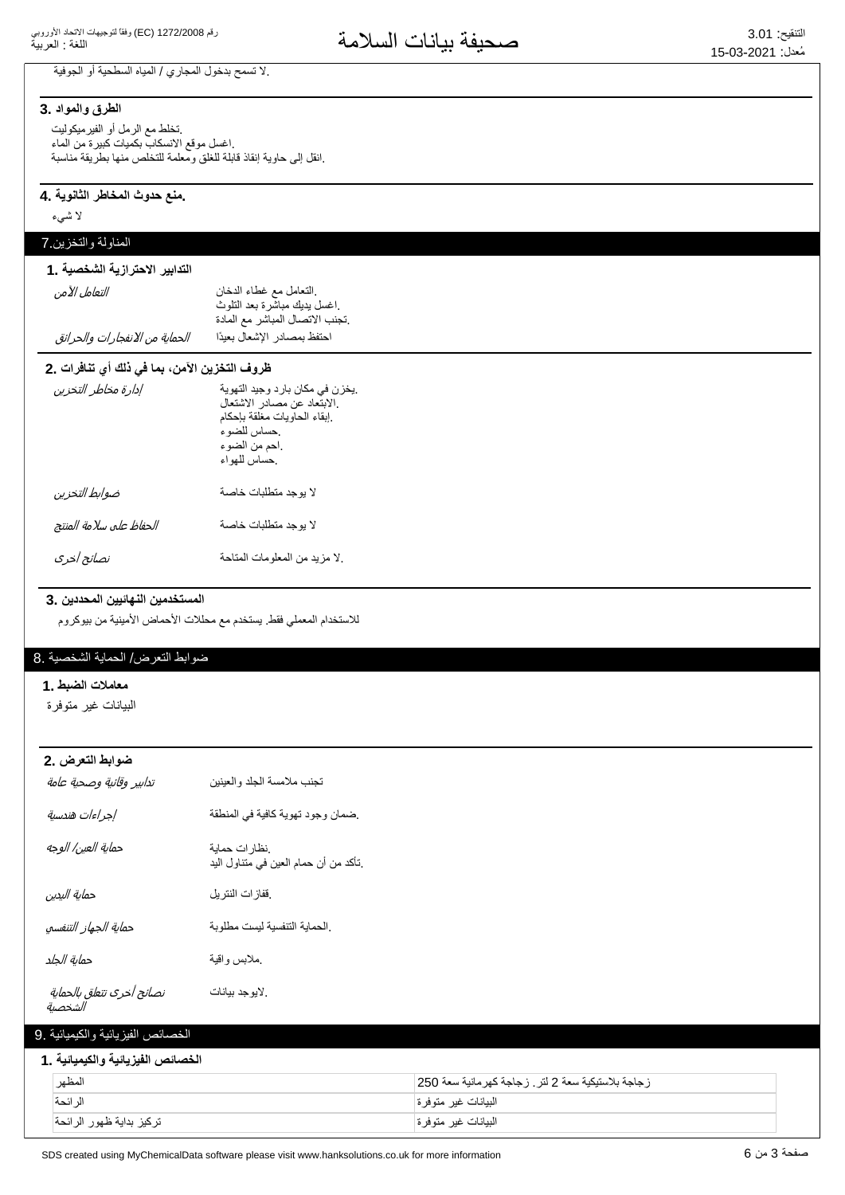.لا تسمح بدخول المجاري / المياه السطحية أو الجوفية

**الطرق والمواد 3.**

.تخلط مع الرمل أو الفيرميكوليت
.اغسل موقع الانسكاب بكميات كبيرة من الماء
.انقل إلى حاوية إنقاذ قابلة للغلق ومعلمة للتخلص منها بطريقة مناسبة

**.منع حدوث المخاطر الثانوية 4.**

لا شيء

## المناولة والتخزين.7

**التدابير الاحترازية الشخصية 1.**

| | |
|---|---|
| *التعامل الآمن* | .التعامل مع غطاء الدخان<br>.اغسل يديك مباشرة بعد التلوث<br>.تجنب الاتصال المباشر مع المادة |
| *الحماية من الانفجارات والحرائق* | احتفظ بمصادر الإشعال بعيدًا |

**ظروف التخزين الآمن، بما في ذلك أي تنافرات 2.**

| | |
|---|---|
| *إدارة مخاطر التخزين* | .يخزن في مكان بارد وجيد التهوية<br>.الابتعاد عن مصادر الاشتعال<br>.إبقاء الحاويات مغلقة بإحكام<br>.حساس للضوء<br>.احم من الضوء<br>.حساس للهواء |
| *ضوابط التخزين* | لا يوجد متطلبات خاصة |
| *الحفاظ على سلامة المنتج* | لا يوجد متطلبات خاصة |
| *نصائح أخرى* | .لا مزيد من المعلومات المتاحة |

**المستخدمين النهائيين المحددين 3.**

للاستخدام المعملي فقط. يستخدم مع محللات الأحماض الأمينية من بيوكروم

## ضوابط التعرض/ الحماية الشخصية 8.

**معاملات الضبط 1.**

البيانات غير متوفرة

**ضوابط التعرض 2.**

| | |
|---|---|
| *تدابير وقائية وصحية عامة* | تجنب ملامسة الجلد والعينين |
| *إجراءات هندسية* | .ضمان وجود تهوية كافية في المنطقة |
| *حماية العين/ الوجه* | .نظارات حماية<br>.تأكد من أن حمام العين في متناول اليد |
| *حماية اليدين* | .قفازات النتريل |
| *حماية الجهاز التنفسي* | .الحماية التنفسية ليست مطلوبة |
| *حماية الجلد* | .ملابس واقية |
| *نصائح أخرى تتعلق بالحماية الشخصية* | .لايوجد بيانات |

## الخصائص الفيزيائية والكيميائية 9.

**الخصائص الفيزيائية والكيميائية 1.**

| | |
|---|---|
| المظهر | زجاجة بلاستيكية سعة 2 لتر. زجاجة كهرمانية سعة 250 |
| الرائحة | البيانات غير متوفرة |
| تركيز بداية ظهور الرائحة | البيانات غير متوفرة |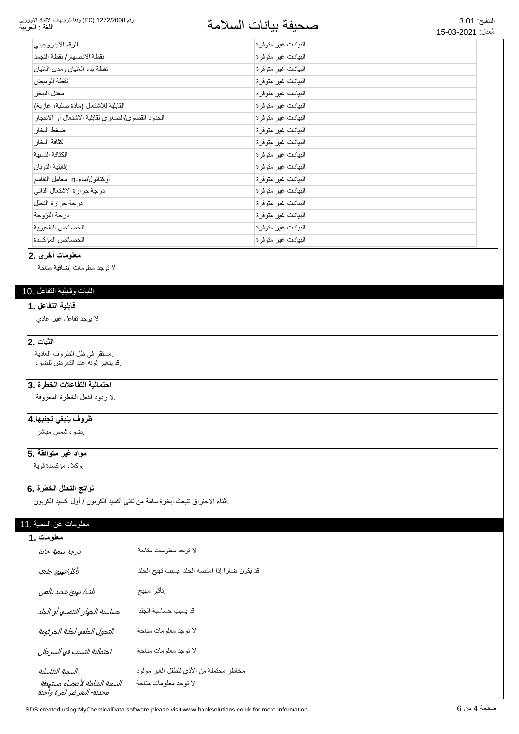| | |
|---|---|
| الرقم الايدروجيني | البيانات غير متوفرة |
| نقطة الانصهار/ نقطة التجمد | البيانات غير متوفرة |
| نقطة بدء الغليان ومدى الغليان | البيانات غير متوفرة |
| نقطة الوميض | البيانات غير متوفرة |
| معدل التبخر | البيانات غير متوفرة |
| القابلية للاشتعال (مادة صلبة، غازية) | البيانات غير متوفرة |
| الحدود القصوى/الصغرى لقابلية الاشتعال أو الانفجار | البيانات غير متوفرة |
| ضغط البخار | البيانات غير متوفرة |
| كثافة البخار | البيانات غير متوفرة |
| الكثافة النسبية | البيانات غير متوفرة |
| قابلية الذوبان: | البيانات غير متوفرة |
| معامل التقاسم: n-أوكتانول/ماء | البيانات غير متوفرة |
| درجة حرارة الاشتعال الذاتي | البيانات غير متوفرة |
| درجة حرارة التحلل | البيانات غير متوفرة |
| درجة اللزوجة | البيانات غير متوفرة |
| الخصائص التفجيرية | البيانات غير متوفرة |
| الخصائص المؤكسدة | البيانات غير متوفرة |

**2. معلومات أخرى**

لا توجد معلومات إضافية متاحة

## 10. الثبات وقابلية التفاعل

**1. قابلية التفاعل**

لا يوجد تفاعل غير عادي

**2. الثبات**

مستقر في ظل الظروف العادية.
قد يتغير لونه عند التعرض للضوء.

**3. احتمالية التفاعلات الخطرة**

لا ردود الفعل الخطرة المعروفة.

**4.ظروف ينبغي تجنبها**

ضوء شمس مباشر.

**5. مواد غير متوافقة**

وكلاء مؤكسدة قوية.

**6. نواتج التحلل الخطرة**

أثناء الاحتراق تنبعث أبخرة سامة من ثاني أكسيد الكربون / أول أكسيد الكربون.

## 11. معلومات عن السمية

**1. معلومات**

| | |
|---|---|
| *درجة سمية حادة* | لا توجد معلومات متاحة |
| *تآكل/تهيج جلدي* | قد يكون ضارًا إذا امتصه الجلد. يسبب تهيج الجلد. |
| *تلف/ تهيج شديد بالعين* | تأثير مهيج. |
| *حساسية الجهاز التنفسي أو الجلد* | قد يسبب حساسية الجلد |
| *التحول الخلقي لخلية الجرثومة* | لا توجد معلومات متاحة |
| *احتمالية التسبب في السرطان* | لا توجد معلومات متاحة |
| *السمية التناسلية* | مخاطر محتملة من الأذى للطفل الغير مولود |
| *السمية الشاملة لأعضاء مستهدفة محددة- التعرض لمرة واحدة* | لا توجد معلومات متاحة |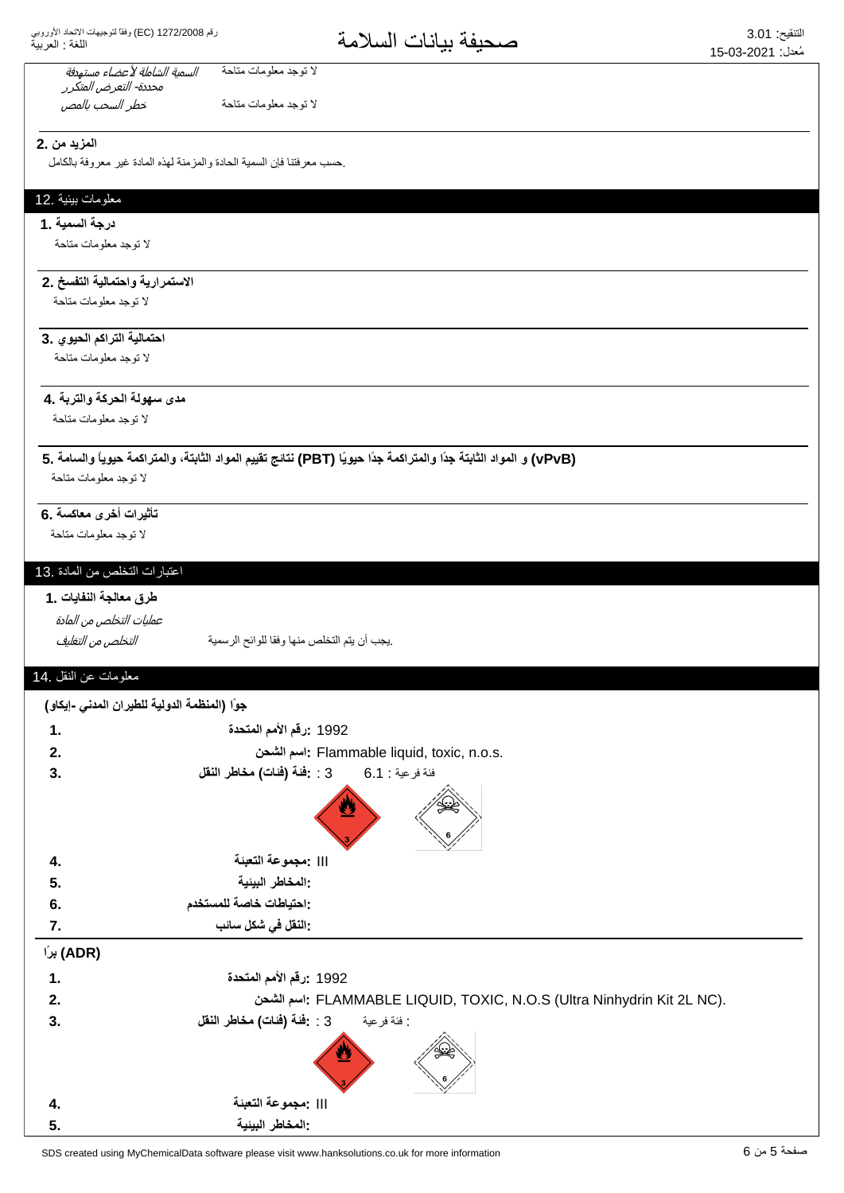| | |
|---|---|
| *السمية الشاملة لأعضاء مستهدفة محددة- التعرض المتكرر* | لا توجد معلومات متاحة |
| *خطر السحب بالمص* | لا توجد معلومات متاحة |

**المزيد من .2**

.حسب معرفتنا فإن السمية الحادة والمزمنة لهذه المادة غير معروفة بالكامل

## معلومات بيئية .12

**درجة السمية .1**

لا توجد معلومات متاحة

**الاستمرارية واحتمالية التفسخ .2**

لا توجد معلومات متاحة

**احتمالية التراكم الحيوي .3**

لا توجد معلومات متاحة

**مدى سهولة الحركة والتربة .4**

لا توجد معلومات متاحة

**(vPvB) و المواد الثابتة جدًا والمتراكمة جدًا حيويًا (PBT) نتائج تقييم المواد الثابتة، والمتراكمة حيوياً والسامة .5**

لا توجد معلومات متاحة

**تأثيرات أخرى معاكسة .6**

لا توجد معلومات متاحة

## اعتبارات التخلص من المادة .13

**طرق معالجة النفايات .1**

*عمليات التخلص من المادة*

| | |
|---|---|
| *التخلص من التغليف* | .يجب أن يتم التخلص منها وفقا للوائح الرسمية |

## معلومات عن النقل .14

**جوًا (المنظمة الدولية للطيران المدني -إيكاو)**

| | | |
|---|---|---|
| 1. | **:رقم الأمم المتحدة** | 1992 |
| 2. | **:اسم الشحن** | Flammable liquid, toxic, n.o.s. |
| 3. | **:فئة (فئات) مخاطر النقل** | 3 : فئة فرعية : 6.1 |
| 4. | **:مجموعة التعبئة** | III |
| 5. | **:المخاطر البيئية** | |
| 6. | **:احتياطات خاصة للمستخدم** | |
| 7. | **:النقل في شكل سائب** | |

**(ADR) برًا**

| | | |
|---|---|---|
| 1. | **:رقم الأمم المتحدة** | 1992 |
| 2. | **:اسم الشحن** | FLAMMABLE LIQUID, TOXIC, N.O.S (Ultra Ninhydrin Kit 2L NC). |
| 3. | **:فئة (فئات) مخاطر النقل** | 3 : فئة فرعية : |
| 4. | **:مجموعة التعبئة** | III |
| 5. | **:المخاطر البيئية** | |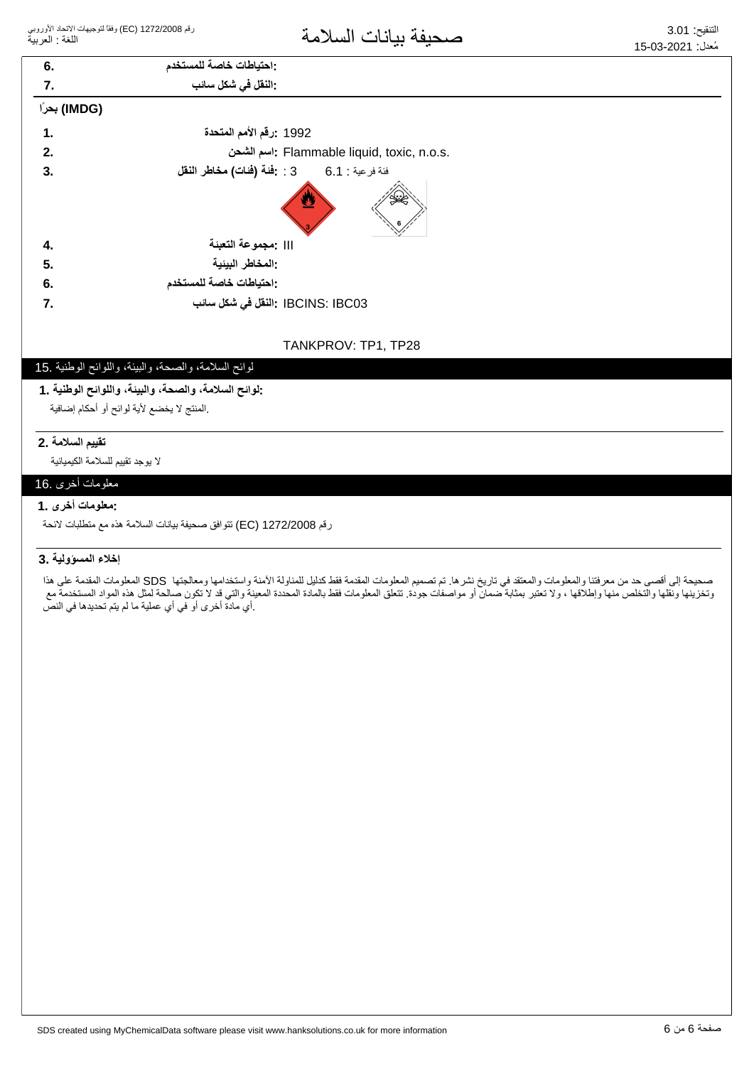6. :احتياطات خاصة للمستخدم

7. :النقل في شكل سائب

**بحرًا (IMDG)**

1. :رقم الأمم المتحدة 1992

2. :اسم الشحن Flammable liquid, toxic, n.o.s.

3. :فئة (فئات) مخاطر النقل 3 : فئة فرعية : 6.1

4. :مجموعة التعبئة III

5. :المخاطر البيئية

6. :احتياطات خاصة للمستخدم

7. :النقل في شكل سائب IBCINS: IBC03

TANKPROV: TP1, TP28

## 15. لوائح السلامة، والصحة، والبيئة، واللوائح الوطنية

**1. :لوائح السلامة، والصحة، والبيئة، واللوائح الوطنية**

.المنتج لا يخضع لأية لوائح أو أحكام إضافية

**2. تقييم السلامة**

لا يوجد تقييم للسلامة الكيميائية

## 16. معلومات أخرى

**1. :معلومات أخرى**

رقم 1272/2008 (EC) تتوافق صحيفة بيانات السلامة هذه مع متطلبات لائحة

**3. إخلاء المسؤولية**

صحيحة إلى أقصى حد من معرفتنا والمعلومات والمعتقد في تاريخ نشرها. تم تصميم المعلومات المقدمة فقط كدليل للمناولة الآمنة واستخدامها ومعالجتها SDS المعلومات المقدمة على هذا وتخزينها ونقلها والتخلص منها وإطلاقها ، ولا تعتبر بمثابة ضمان أو مواصفات جودة. تتعلق المعلومات فقط بالمادة المحددة المعينة والتي قد لا تكون صالحة لمثل هذه المواد المستخدمة مع .أي مادة أخرى أو في أي عملية ما لم يتم تحديدها في النص